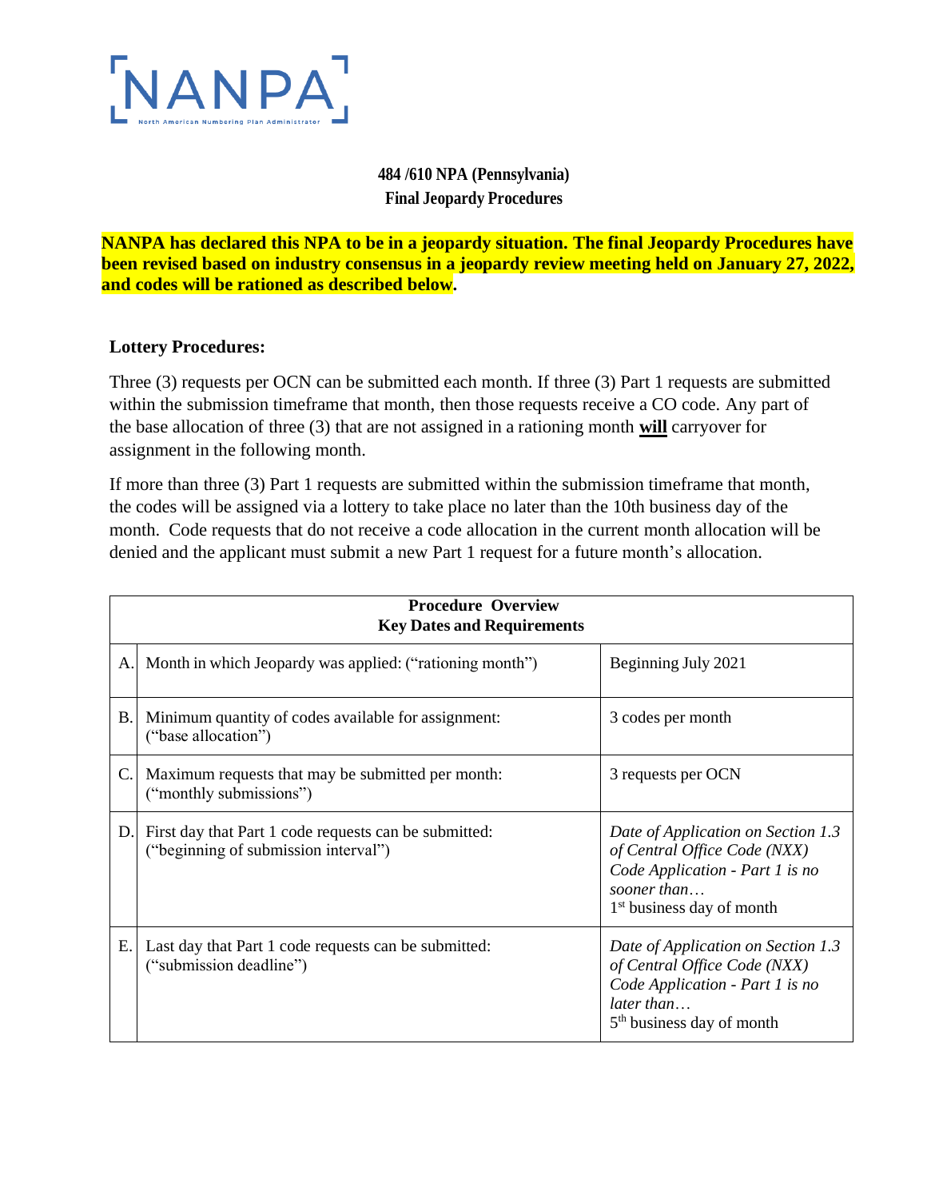NANPA
North American Numbering Plan Administrator

**484 /610 NPA (Pennsylvania)**
**Final Jeopardy Procedures**

**NANPA has declared this NPA to be in a jeopardy situation. The final Jeopardy Procedures have been revised based on industry consensus in a jeopardy review meeting held on January 27, 2022, and codes will be rationed as described below.**

### Lottery Procedures:

Three (3) requests per OCN can be submitted each month. If three (3) Part 1 requests are submitted within the submission timeframe that month, then those requests receive a CO code. Any part of the base allocation of three (3) that are not assigned in a rationing month **will** carryover for assignment in the following month.

If more than three (3) Part 1 requests are submitted within the submission timeframe that month, the codes will be assigned via a lottery to take place no later than the 10th business day of the month. Code requests that do not receive a code allocation in the current month allocation will be denied and the applicant must submit a new Part 1 request for a future month's allocation.

| **Procedure Overview**<br>**Key Dates and Requirements** | | |
|---|---|---|
| A. | Month in which Jeopardy was applied: ("rationing month") | Beginning July 2021 |
| B. | Minimum quantity of codes available for assignment: ("base allocation") | 3 codes per month |
| C. | Maximum requests that may be submitted per month: ("monthly submissions") | 3 requests per OCN |
| D. | First day that Part 1 code requests can be submitted: ("beginning of submission interval") | *Date of Application on Section 1.3 of Central Office Code (NXX) Code Application - Part 1 is no sooner than…* 1st business day of month |
| E. | Last day that Part 1 code requests can be submitted: ("submission deadline") | *Date of Application on Section 1.3 of Central Office Code (NXX) Code Application - Part 1 is no later than…* 5th business day of month |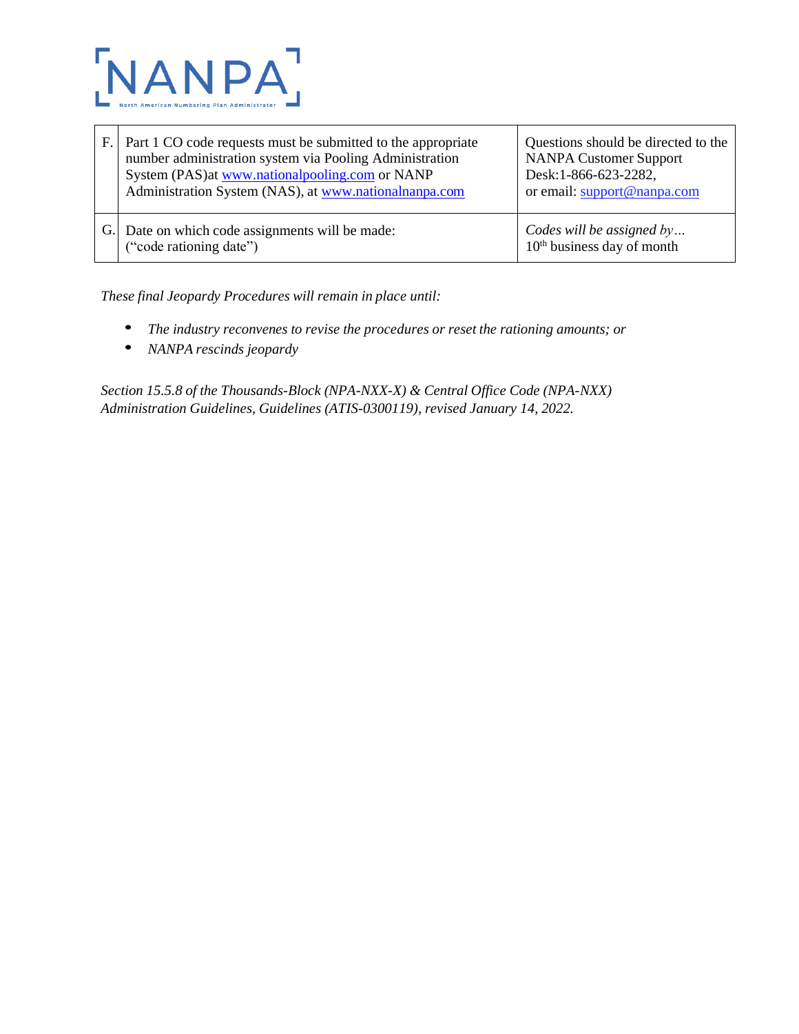| | | |
|---|---|---|
| F. | Part 1 CO code requests must be submitted to the appropriate number administration system via Pooling Administration System (PAS)at www.nationalpooling.com or NANP Administration System (NAS), at www.nationalnanpa.com | Questions should be directed to the NANPA Customer Support Desk:1-866-623-2282, or email: support@nanpa.com |
| G. | Date on which code assignments will be made: ("code rationing date") | *Codes will be assigned by…* 10th business day of month |

*These final Jeopardy Procedures will remain in place until:*

- *The industry reconvenes to revise the procedures or reset the rationing amounts; or*
- *NANPA rescinds jeopardy*

*Section 15.5.8 of the Thousands-Block (NPA-NXX-X) & Central Office Code (NPA-NXX) Administration Guidelines, Guidelines (ATIS-0300119), revised January 14, 2022.*